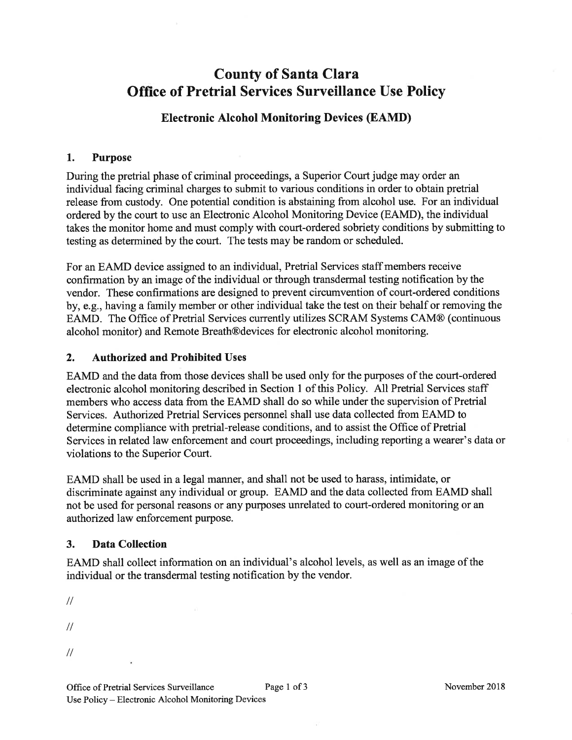# County of Santa Clara
# Office of Pretrial Services Surveillance Use Policy

## Electronic Alcohol Monitoring Devices (EAMD)

### 1. Purpose

During the pretrial phase of criminal proceedings, a Superior Court judge may order an individual facing criminal charges to submit to various conditions in order to obtain pretrial release from custody. One potential condition is abstaining from alcohol use. For an individual ordered by the court to use an Electronic Alcohol Monitoring Device (EAMD), the individual takes the monitor home and must comply with court-ordered sobriety conditions by submitting to testing as determined by the court. The tests may be random or scheduled.

For an EAMD device assigned to an individual, Pretrial Services staff members receive confirmation by an image of the individual or through transdermal testing notification by the vendor. These confirmations are designed to prevent circumvention of court-ordered conditions by, e.g., having a family member or other individual take the test on their behalf or removing the EAMD. The Office of Pretrial Services currently utilizes SCRAM Systems CAM® (continuous alcohol monitor) and Remote Breath®devices for electronic alcohol monitoring.

### 2. Authorized and Prohibited Uses

EAMD and the data from those devices shall be used only for the purposes of the court-ordered electronic alcohol monitoring described in Section 1 of this Policy. All Pretrial Services staff members who access data from the EAMD shall do so while under the supervision of Pretrial Services. Authorized Pretrial Services personnel shall use data collected from EAMD to determine compliance with pretrial-release conditions, and to assist the Office of Pretrial Services in related law enforcement and court proceedings, including reporting a wearer's data or violations to the Superior Court.

EAMD shall be used in a legal manner, and shall not be used to harass, intimidate, or discriminate against any individual or group. EAMD and the data collected from EAMD shall not be used for personal reasons or any purposes unrelated to court-ordered monitoring or an authorized law enforcement purpose.

### 3. Data Collection

EAMD shall collect information on an individual's alcohol levels, as well as an image of the individual or the transdermal testing notification by the vendor.

//

//

//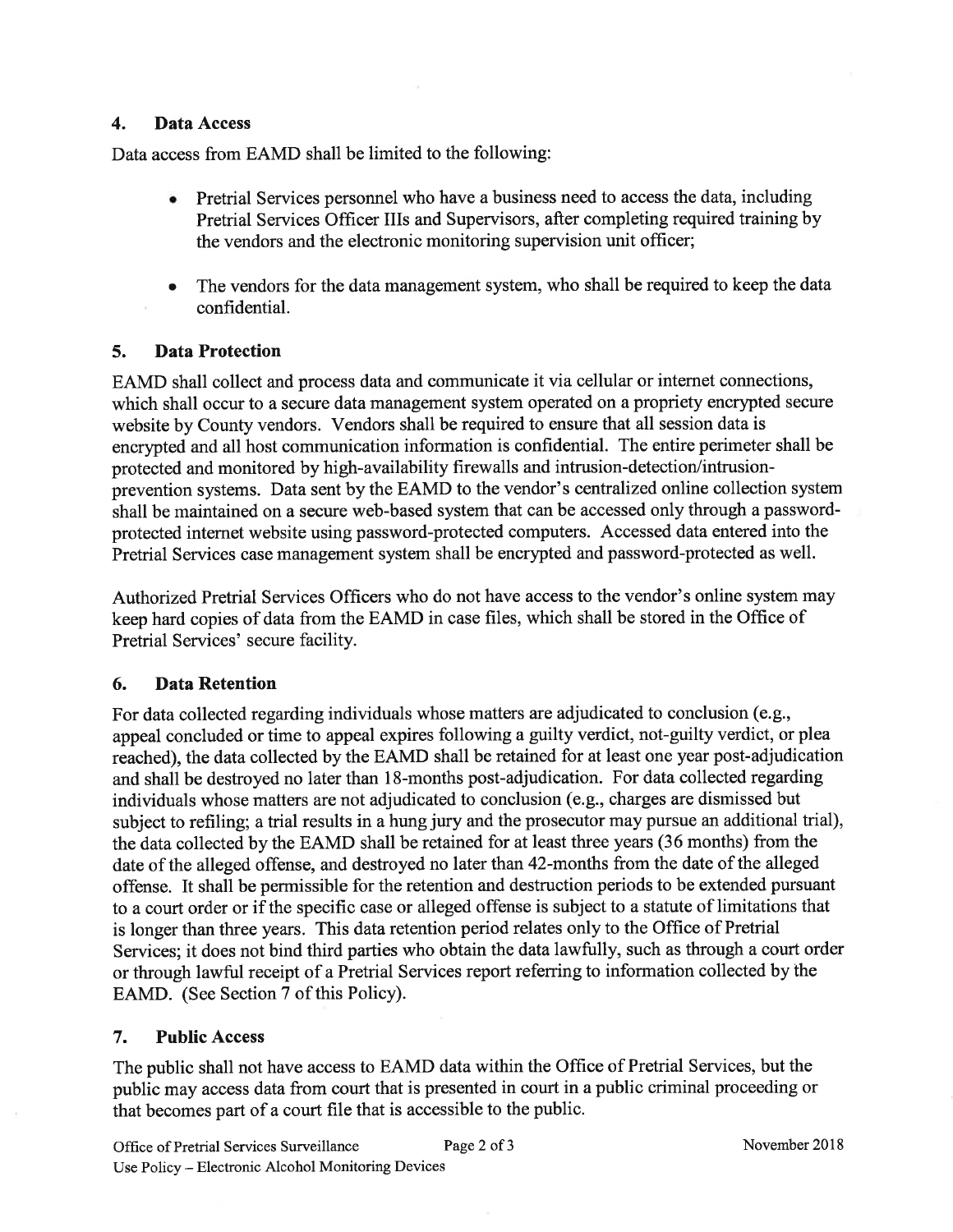## 4. Data Access

Data access from EAMD shall be limited to the following:

- Pretrial Services personnel who have a business need to access the data, including Pretrial Services Officer IIIs and Supervisors, after completing required training by the vendors and the electronic monitoring supervision unit officer;
- The vendors for the data management system, who shall be required to keep the data confidential.

## 5. Data Protection

EAMD shall collect and process data and communicate it via cellular or internet connections, which shall occur to a secure data management system operated on a propriety encrypted secure website by County vendors. Vendors shall be required to ensure that all session data is encrypted and all host communication information is confidential. The entire perimeter shall be protected and monitored by high-availability firewalls and intrusion-detection/intrusion-prevention systems. Data sent by the EAMD to the vendor's centralized online collection system shall be maintained on a secure web-based system that can be accessed only through a password-protected internet website using password-protected computers. Accessed data entered into the Pretrial Services case management system shall be encrypted and password-protected as well.

Authorized Pretrial Services Officers who do not have access to the vendor's online system may keep hard copies of data from the EAMD in case files, which shall be stored in the Office of Pretrial Services' secure facility.

## 6. Data Retention

For data collected regarding individuals whose matters are adjudicated to conclusion (e.g., appeal concluded or time to appeal expires following a guilty verdict, not-guilty verdict, or plea reached), the data collected by the EAMD shall be retained for at least one year post-adjudication and shall be destroyed no later than 18-months post-adjudication. For data collected regarding individuals whose matters are not adjudicated to conclusion (e.g., charges are dismissed but subject to refiling; a trial results in a hung jury and the prosecutor may pursue an additional trial), the data collected by the EAMD shall be retained for at least three years (36 months) from the date of the alleged offense, and destroyed no later than 42-months from the date of the alleged offense. It shall be permissible for the retention and destruction periods to be extended pursuant to a court order or if the specific case or alleged offense is subject to a statute of limitations that is longer than three years. This data retention period relates only to the Office of Pretrial Services; it does not bind third parties who obtain the data lawfully, such as through a court order or through lawful receipt of a Pretrial Services report referring to information collected by the EAMD. (See Section 7 of this Policy).

## 7. Public Access

The public shall not have access to EAMD data within the Office of Pretrial Services, but the public may access data from court that is presented in court in a public criminal proceeding or that becomes part of a court file that is accessible to the public.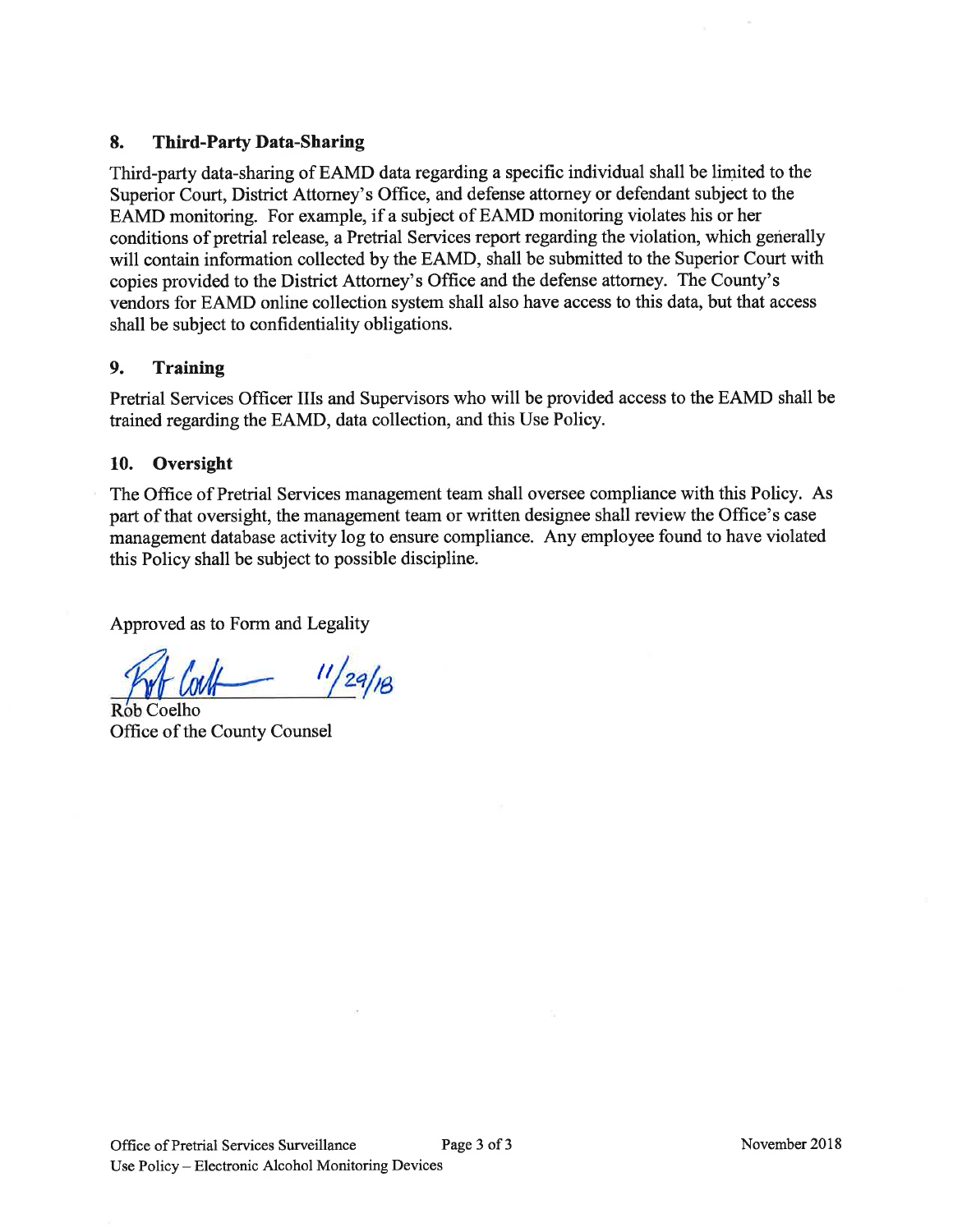## 8. Third-Party Data-Sharing

Third-party data-sharing of EAMD data regarding a specific individual shall be limited to the Superior Court, District Attorney's Office, and defense attorney or defendant subject to the EAMD monitoring. For example, if a subject of EAMD monitoring violates his or her conditions of pretrial release, a Pretrial Services report regarding the violation, which generally will contain information collected by the EAMD, shall be submitted to the Superior Court with copies provided to the District Attorney's Office and the defense attorney. The County's vendors for EAMD online collection system shall also have access to this data, but that access shall be subject to confidentiality obligations.

## 9. Training

Pretrial Services Officer IIIs and Supervisors who will be provided access to the EAMD shall be trained regarding the EAMD, data collection, and this Use Policy.

## 10. Oversight

The Office of Pretrial Services management team shall oversee compliance with this Policy. As part of that oversight, the management team or written designee shall review the Office's case management database activity log to ensure compliance. Any employee found to have violated this Policy shall be subject to possible discipline.

Approved as to Form and Legality

11/29/18

Rob Coelho
Office of the County Counsel